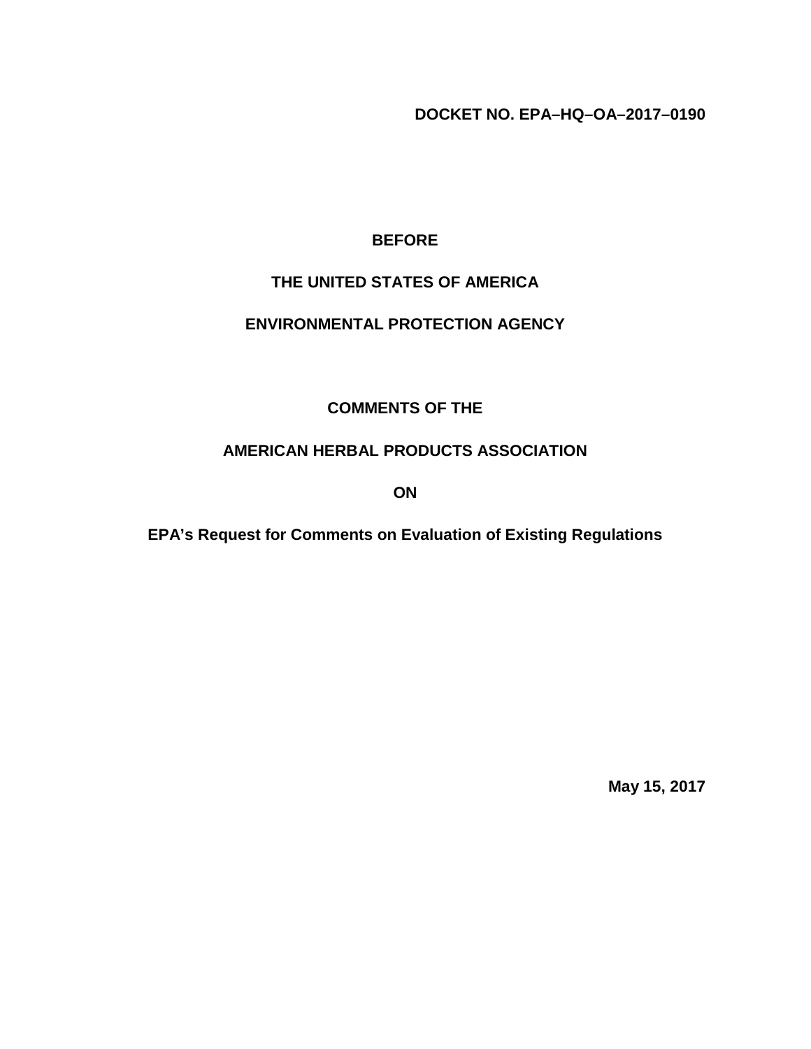**DOCKET NO. EPA–HQ–OA–2017–0190**

**BEFORE**

**THE UNITED STATES OF AMERICA**

**ENVIRONMENTAL PROTECTION AGENCY**

**COMMENTS OF THE**

**AMERICAN HERBAL PRODUCTS ASSOCIATION**

**ON**

**EPA's Request for Comments on Evaluation of Existing Regulations**

**May 15, 2017**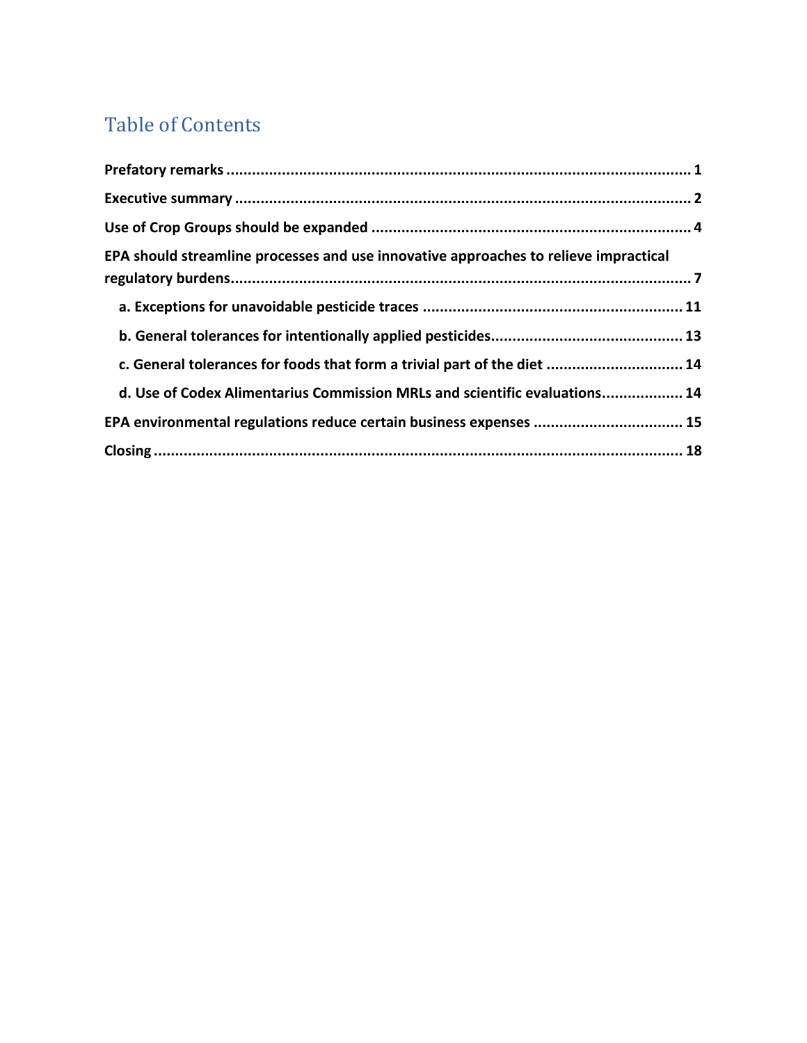# Table of Contents

**Prefatory remarks** ........................................................................................................ 1

**Executive summary** ...................................................................................................... 2

**Use of Crop Groups should be expanded** ..................................................................... 4

**EPA should streamline processes and use innovative approaches to relieve impractical regulatory burdens** ............................................................................................................ 7

- **a. Exceptions for unavoidable pesticide traces** ........................................................ 11
- **b. General tolerances for intentionally applied pesticides** ......................................... 13
- **c. General tolerances for foods that form a trivial part of the diet** ............................ 14
- **d. Use of Codex Alimentarius Commission MRLs and scientific evaluations** ................. 14

**EPA environmental regulations reduce certain business expenses** .............................. 15

**Closing** .......................................................................................................................... 18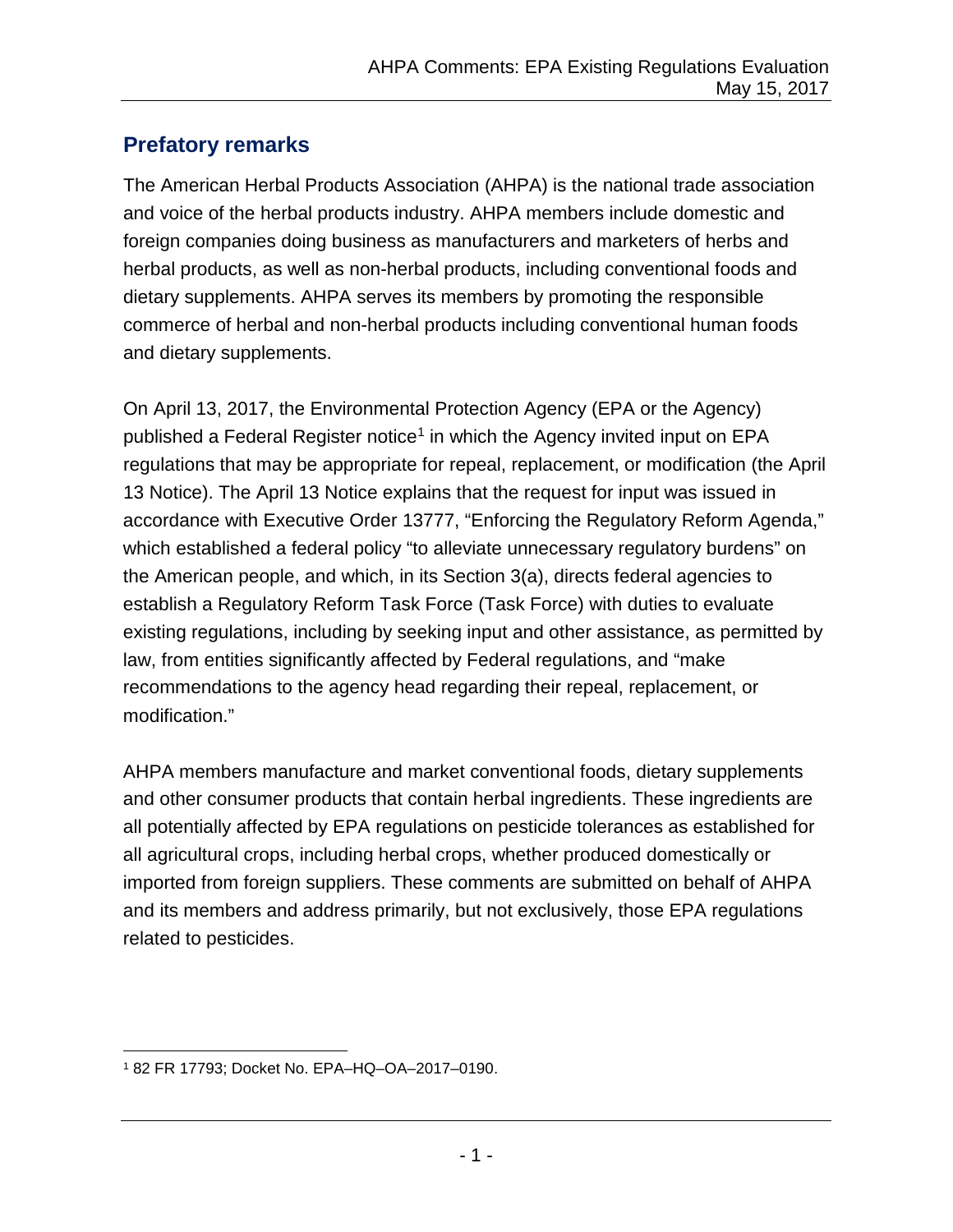## Prefatory remarks

The American Herbal Products Association (AHPA) is the national trade association and voice of the herbal products industry. AHPA members include domestic and foreign companies doing business as manufacturers and marketers of herbs and herbal products, as well as non-herbal products, including conventional foods and dietary supplements. AHPA serves its members by promoting the responsible commerce of herbal and non-herbal products including conventional human foods and dietary supplements.

On April 13, 2017, the Environmental Protection Agency (EPA or the Agency) published a Federal Register notice[1] in which the Agency invited input on EPA regulations that may be appropriate for repeal, replacement, or modification (the April 13 Notice). The April 13 Notice explains that the request for input was issued in accordance with Executive Order 13777, "Enforcing the Regulatory Reform Agenda," which established a federal policy "to alleviate unnecessary regulatory burdens" on the American people, and which, in its Section 3(a), directs federal agencies to establish a Regulatory Reform Task Force (Task Force) with duties to evaluate existing regulations, including by seeking input and other assistance, as permitted by law, from entities significantly affected by Federal regulations, and "make recommendations to the agency head regarding their repeal, replacement, or modification."

AHPA members manufacture and market conventional foods, dietary supplements and other consumer products that contain herbal ingredients. These ingredients are all potentially affected by EPA regulations on pesticide tolerances as established for all agricultural crops, including herbal crops, whether produced domestically or imported from foreign suppliers. These comments are submitted on behalf of AHPA and its members and address primarily, but not exclusively, those EPA regulations related to pesticides.

[1] 82 FR 17793; Docket No. EPA–HQ–OA–2017–0190.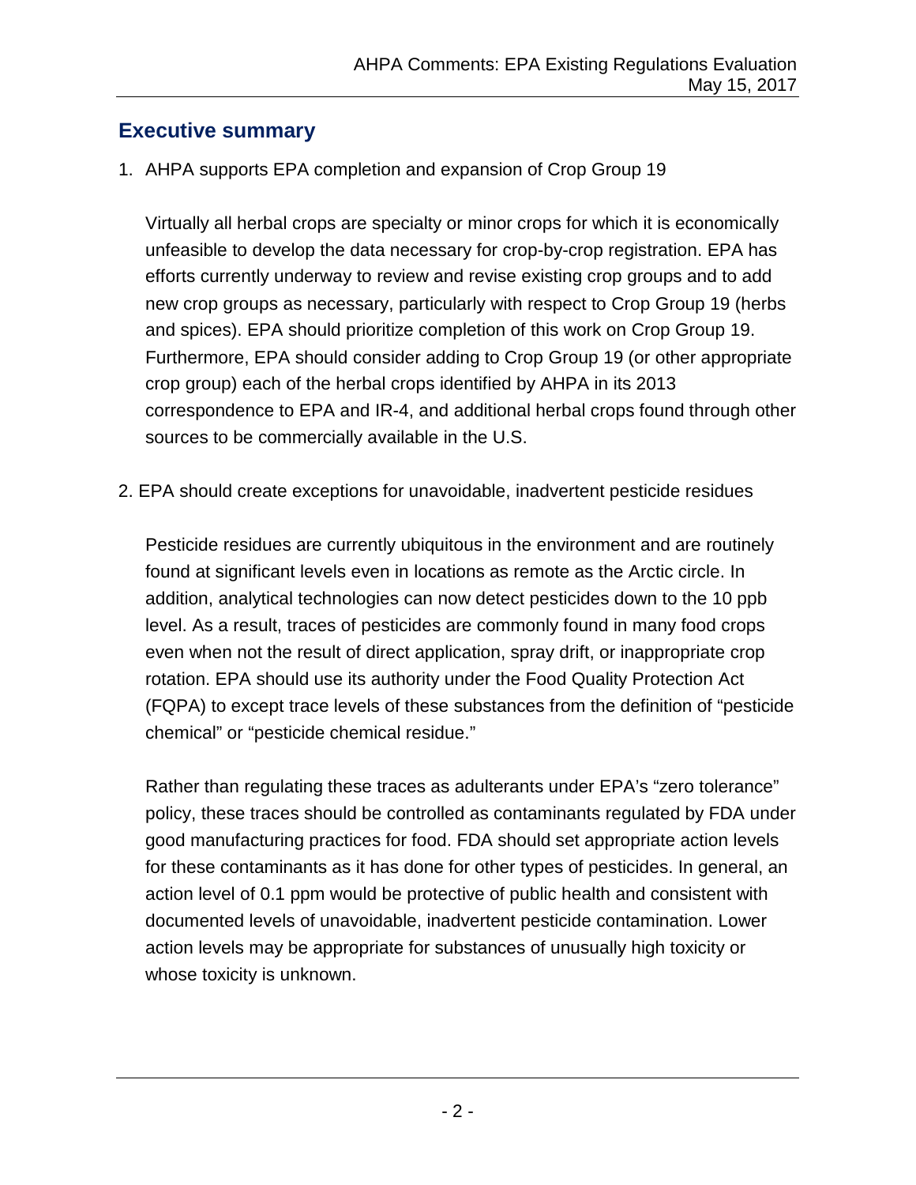## Executive summary

1. AHPA supports EPA completion and expansion of Crop Group 19

   Virtually all herbal crops are specialty or minor crops for which it is economically unfeasible to develop the data necessary for crop-by-crop registration. EPA has efforts currently underway to review and revise existing crop groups and to add new crop groups as necessary, particularly with respect to Crop Group 19 (herbs and spices). EPA should prioritize completion of this work on Crop Group 19. Furthermore, EPA should consider adding to Crop Group 19 (or other appropriate crop group) each of the herbal crops identified by AHPA in its 2013 correspondence to EPA and IR-4, and additional herbal crops found through other sources to be commercially available in the U.S.

2. EPA should create exceptions for unavoidable, inadvertent pesticide residues

   Pesticide residues are currently ubiquitous in the environment and are routinely found at significant levels even in locations as remote as the Arctic circle. In addition, analytical technologies can now detect pesticides down to the 10 ppb level. As a result, traces of pesticides are commonly found in many food crops even when not the result of direct application, spray drift, or inappropriate crop rotation. EPA should use its authority under the Food Quality Protection Act (FQPA) to except trace levels of these substances from the definition of "pesticide chemical" or "pesticide chemical residue."

   Rather than regulating these traces as adulterants under EPA's "zero tolerance" policy, these traces should be controlled as contaminants regulated by FDA under good manufacturing practices for food. FDA should set appropriate action levels for these contaminants as it has done for other types of pesticides. In general, an action level of 0.1 ppm would be protective of public health and consistent with documented levels of unavoidable, inadvertent pesticide contamination. Lower action levels may be appropriate for substances of unusually high toxicity or whose toxicity is unknown.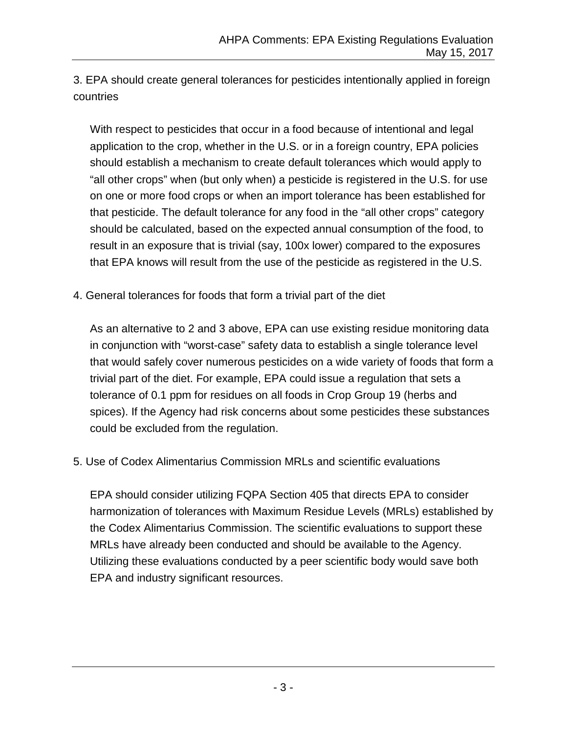3. EPA should create general tolerances for pesticides intentionally applied in foreign countries

With respect to pesticides that occur in a food because of intentional and legal application to the crop, whether in the U.S. or in a foreign country, EPA policies should establish a mechanism to create default tolerances which would apply to "all other crops" when (but only when) a pesticide is registered in the U.S. for use on one or more food crops or when an import tolerance has been established for that pesticide. The default tolerance for any food in the "all other crops" category should be calculated, based on the expected annual consumption of the food, to result in an exposure that is trivial (say, 100x lower) compared to the exposures that EPA knows will result from the use of the pesticide as registered in the U.S.

4. General tolerances for foods that form a trivial part of the diet

As an alternative to 2 and 3 above, EPA can use existing residue monitoring data in conjunction with "worst-case" safety data to establish a single tolerance level that would safely cover numerous pesticides on a wide variety of foods that form a trivial part of the diet. For example, EPA could issue a regulation that sets a tolerance of 0.1 ppm for residues on all foods in Crop Group 19 (herbs and spices). If the Agency had risk concerns about some pesticides these substances could be excluded from the regulation.

5. Use of Codex Alimentarius Commission MRLs and scientific evaluations

EPA should consider utilizing FQPA Section 405 that directs EPA to consider harmonization of tolerances with Maximum Residue Levels (MRLs) established by the Codex Alimentarius Commission. The scientific evaluations to support these MRLs have already been conducted and should be available to the Agency. Utilizing these evaluations conducted by a peer scientific body would save both EPA and industry significant resources.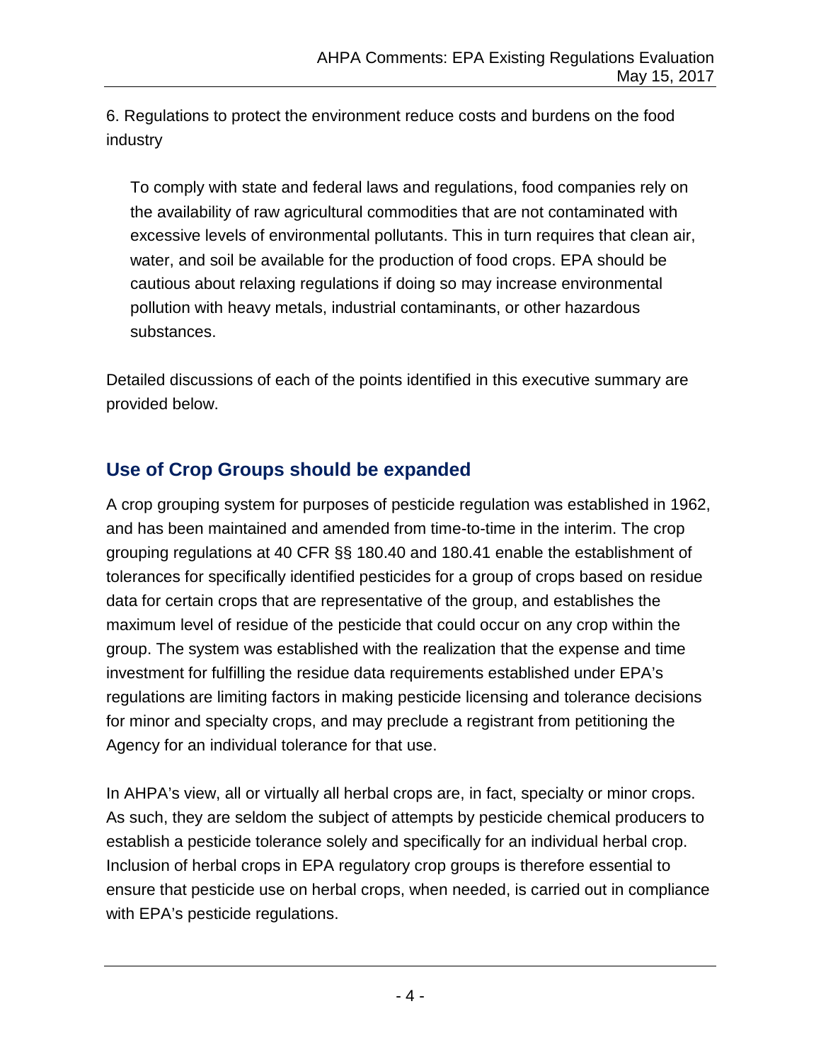6. Regulations to protect the environment reduce costs and burdens on the food industry

> To comply with state and federal laws and regulations, food companies rely on the availability of raw agricultural commodities that are not contaminated with excessive levels of environmental pollutants. This in turn requires that clean air, water, and soil be available for the production of food crops. EPA should be cautious about relaxing regulations if doing so may increase environmental pollution with heavy metals, industrial contaminants, or other hazardous substances.

Detailed discussions of each of the points identified in this executive summary are provided below.

## Use of Crop Groups should be expanded

A crop grouping system for purposes of pesticide regulation was established in 1962, and has been maintained and amended from time-to-time in the interim. The crop grouping regulations at 40 CFR §§ 180.40 and 180.41 enable the establishment of tolerances for specifically identified pesticides for a group of crops based on residue data for certain crops that are representative of the group, and establishes the maximum level of residue of the pesticide that could occur on any crop within the group. The system was established with the realization that the expense and time investment for fulfilling the residue data requirements established under EPA's regulations are limiting factors in making pesticide licensing and tolerance decisions for minor and specialty crops, and may preclude a registrant from petitioning the Agency for an individual tolerance for that use.

In AHPA's view, all or virtually all herbal crops are, in fact, specialty or minor crops. As such, they are seldom the subject of attempts by pesticide chemical producers to establish a pesticide tolerance solely and specifically for an individual herbal crop. Inclusion of herbal crops in EPA regulatory crop groups is therefore essential to ensure that pesticide use on herbal crops, when needed, is carried out in compliance with EPA's pesticide regulations.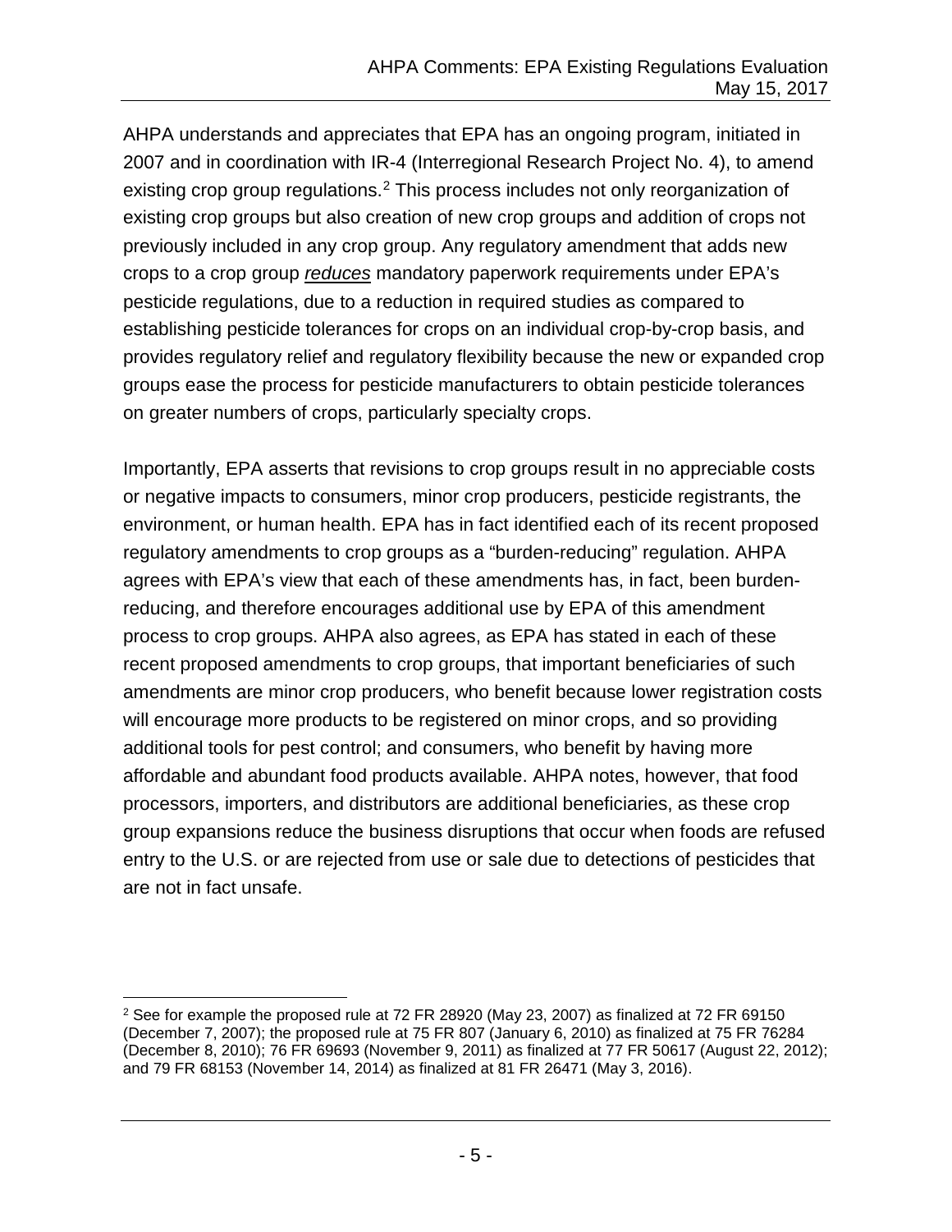AHPA understands and appreciates that EPA has an ongoing program, initiated in 2007 and in coordination with IR-4 (Interregional Research Project No. 4), to amend existing crop group regulations.[2] This process includes not only reorganization of existing crop groups but also creation of new crop groups and addition of crops not previously included in any crop group. Any regulatory amendment that adds new crops to a crop group ***reduces*** mandatory paperwork requirements under EPA's pesticide regulations, due to a reduction in required studies as compared to establishing pesticide tolerances for crops on an individual crop-by-crop basis, and provides regulatory relief and regulatory flexibility because the new or expanded crop groups ease the process for pesticide manufacturers to obtain pesticide tolerances on greater numbers of crops, particularly specialty crops.

Importantly, EPA asserts that revisions to crop groups result in no appreciable costs or negative impacts to consumers, minor crop producers, pesticide registrants, the environment, or human health. EPA has in fact identified each of its recent proposed regulatory amendments to crop groups as a "burden-reducing" regulation. AHPA agrees with EPA's view that each of these amendments has, in fact, been burden-reducing, and therefore encourages additional use by EPA of this amendment process to crop groups. AHPA also agrees, as EPA has stated in each of these recent proposed amendments to crop groups, that important beneficiaries of such amendments are minor crop producers, who benefit because lower registration costs will encourage more products to be registered on minor crops, and so providing additional tools for pest control; and consumers, who benefit by having more affordable and abundant food products available. AHPA notes, however, that food processors, importers, and distributors are additional beneficiaries, as these crop group expansions reduce the business disruptions that occur when foods are refused entry to the U.S. or are rejected from use or sale due to detections of pesticides that are not in fact unsafe.

---

[2] See for example the proposed rule at 72 FR 28920 (May 23, 2007) as finalized at 72 FR 69150 (December 7, 2007); the proposed rule at 75 FR 807 (January 6, 2010) as finalized at 75 FR 76284 (December 8, 2010); 76 FR 69693 (November 9, 2011) as finalized at 77 FR 50617 (August 22, 2012); and 79 FR 68153 (November 14, 2014) as finalized at 81 FR 26471 (May 3, 2016).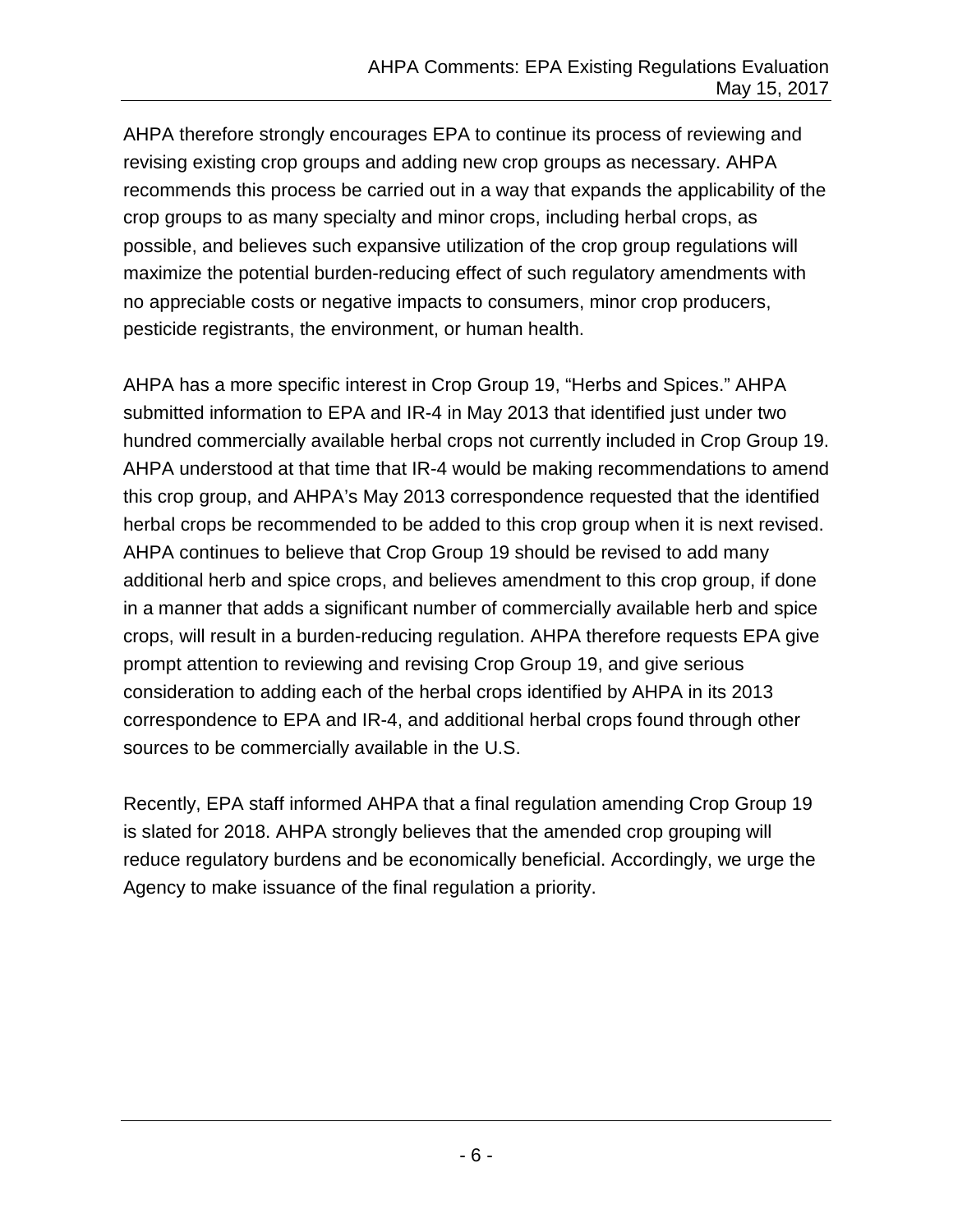AHPA therefore strongly encourages EPA to continue its process of reviewing and revising existing crop groups and adding new crop groups as necessary. AHPA recommends this process be carried out in a way that expands the applicability of the crop groups to as many specialty and minor crops, including herbal crops, as possible, and believes such expansive utilization of the crop group regulations will maximize the potential burden-reducing effect of such regulatory amendments with no appreciable costs or negative impacts to consumers, minor crop producers, pesticide registrants, the environment, or human health.

AHPA has a more specific interest in Crop Group 19, "Herbs and Spices." AHPA submitted information to EPA and IR-4 in May 2013 that identified just under two hundred commercially available herbal crops not currently included in Crop Group 19. AHPA understood at that time that IR-4 would be making recommendations to amend this crop group, and AHPA's May 2013 correspondence requested that the identified herbal crops be recommended to be added to this crop group when it is next revised. AHPA continues to believe that Crop Group 19 should be revised to add many additional herb and spice crops, and believes amendment to this crop group, if done in a manner that adds a significant number of commercially available herb and spice crops, will result in a burden-reducing regulation. AHPA therefore requests EPA give prompt attention to reviewing and revising Crop Group 19, and give serious consideration to adding each of the herbal crops identified by AHPA in its 2013 correspondence to EPA and IR-4, and additional herbal crops found through other sources to be commercially available in the U.S.

Recently, EPA staff informed AHPA that a final regulation amending Crop Group 19 is slated for 2018. AHPA strongly believes that the amended crop grouping will reduce regulatory burdens and be economically beneficial. Accordingly, we urge the Agency to make issuance of the final regulation a priority.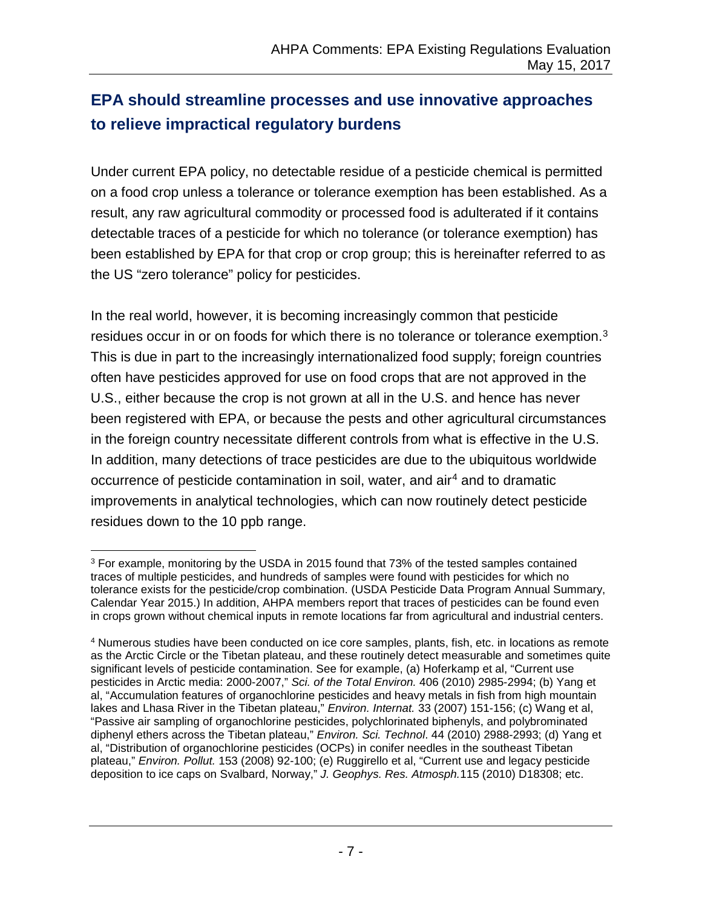## EPA should streamline processes and use innovative approaches to relieve impractical regulatory burdens

Under current EPA policy, no detectable residue of a pesticide chemical is permitted on a food crop unless a tolerance or tolerance exemption has been established. As a result, any raw agricultural commodity or processed food is adulterated if it contains detectable traces of a pesticide for which no tolerance (or tolerance exemption) has been established by EPA for that crop or crop group; this is hereinafter referred to as the US "zero tolerance" policy for pesticides.

In the real world, however, it is becoming increasingly common that pesticide residues occur in or on foods for which there is no tolerance or tolerance exemption.[3] This is due in part to the increasingly internationalized food supply; foreign countries often have pesticides approved for use on food crops that are not approved in the U.S., either because the crop is not grown at all in the U.S. and hence has never been registered with EPA, or because the pests and other agricultural circumstances in the foreign country necessitate different controls from what is effective in the U.S. In addition, many detections of trace pesticides are due to the ubiquitous worldwide occurrence of pesticide contamination in soil, water, and air[4] and to dramatic improvements in analytical technologies, which can now routinely detect pesticide residues down to the 10 ppb range.

---

[3] For example, monitoring by the USDA in 2015 found that 73% of the tested samples contained traces of multiple pesticides, and hundreds of samples were found with pesticides for which no tolerance exists for the pesticide/crop combination. (USDA Pesticide Data Program Annual Summary, Calendar Year 2015.) In addition, AHPA members report that traces of pesticides can be found even in crops grown without chemical inputs in remote locations far from agricultural and industrial centers.

[4] Numerous studies have been conducted on ice core samples, plants, fish, etc. in locations as remote as the Arctic Circle or the Tibetan plateau, and these routinely detect measurable and sometimes quite significant levels of pesticide contamination. See for example, (a) Hoferkamp et al, "Current use pesticides in Arctic media: 2000-2007," *Sci. of the Total Environ.* 406 (2010) 2985-2994; (b) Yang et al, "Accumulation features of organochlorine pesticides and heavy metals in fish from high mountain lakes and Lhasa River in the Tibetan plateau," *Environ. Internat.* 33 (2007) 151-156; (c) Wang et al, "Passive air sampling of organochlorine pesticides, polychlorinated biphenyls, and polybrominated diphenyl ethers across the Tibetan plateau," *Environ. Sci. Technol*. 44 (2010) 2988-2993; (d) Yang et al, "Distribution of organochlorine pesticides (OCPs) in conifer needles in the southeast Tibetan plateau," *Environ. Pollut.* 153 (2008) 92-100; (e) Ruggirello et al, "Current use and legacy pesticide deposition to ice caps on Svalbard, Norway," *J. Geophys. Res. Atmosph.*115 (2010) D18308; etc.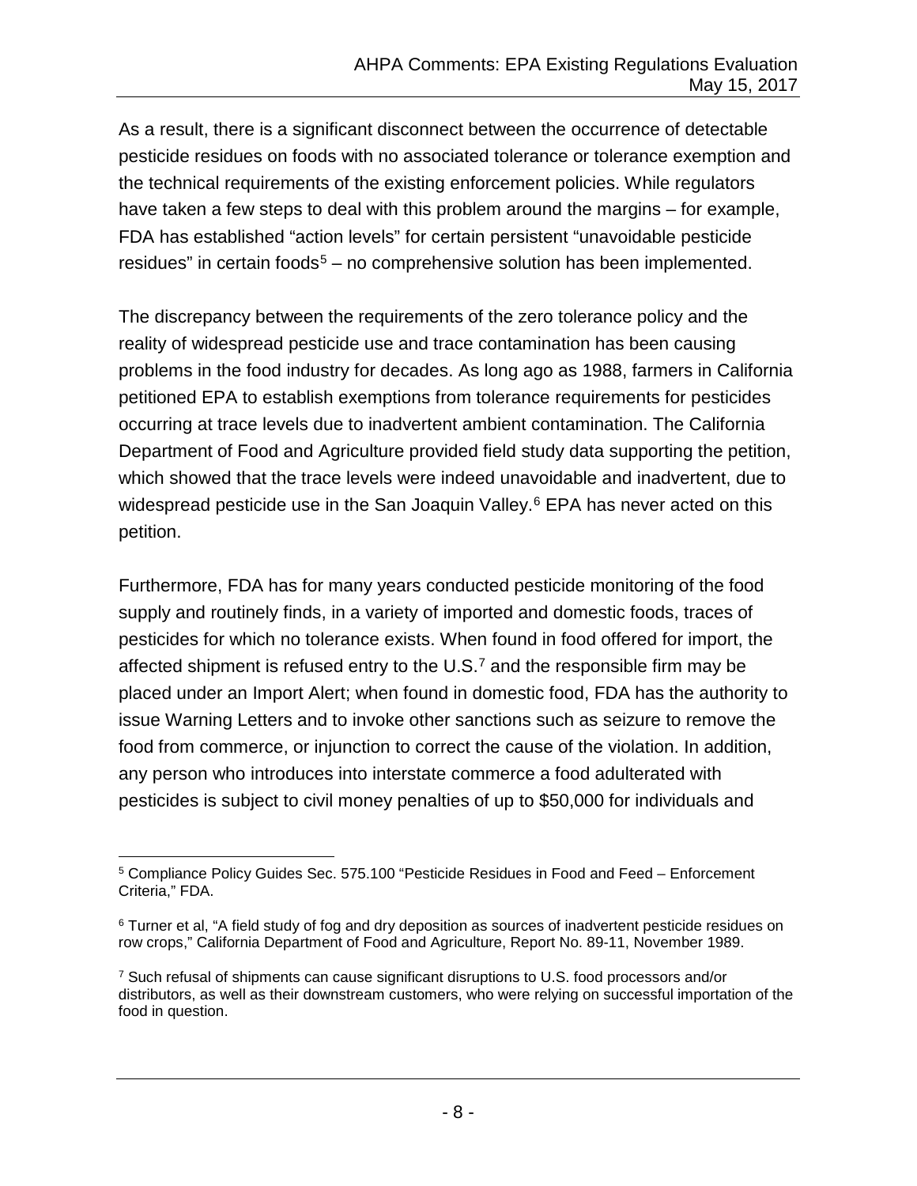As a result, there is a significant disconnect between the occurrence of detectable pesticide residues on foods with no associated tolerance or tolerance exemption and the technical requirements of the existing enforcement policies. While regulators have taken a few steps to deal with this problem around the margins – for example, FDA has established "action levels" for certain persistent "unavoidable pesticide residues" in certain foods[5] – no comprehensive solution has been implemented.

The discrepancy between the requirements of the zero tolerance policy and the reality of widespread pesticide use and trace contamination has been causing problems in the food industry for decades. As long ago as 1988, farmers in California petitioned EPA to establish exemptions from tolerance requirements for pesticides occurring at trace levels due to inadvertent ambient contamination. The California Department of Food and Agriculture provided field study data supporting the petition, which showed that the trace levels were indeed unavoidable and inadvertent, due to widespread pesticide use in the San Joaquin Valley.[6] EPA has never acted on this petition.

Furthermore, FDA has for many years conducted pesticide monitoring of the food supply and routinely finds, in a variety of imported and domestic foods, traces of pesticides for which no tolerance exists. When found in food offered for import, the affected shipment is refused entry to the U.S.[7] and the responsible firm may be placed under an Import Alert; when found in domestic food, FDA has the authority to issue Warning Letters and to invoke other sanctions such as seizure to remove the food from commerce, or injunction to correct the cause of the violation. In addition, any person who introduces into interstate commerce a food adulterated with pesticides is subject to civil money penalties of up to $50,000 for individuals and

---

[5] Compliance Policy Guides Sec. 575.100 "Pesticide Residues in Food and Feed – Enforcement Criteria," FDA.

[6] Turner et al, "A field study of fog and dry deposition as sources of inadvertent pesticide residues on row crops," California Department of Food and Agriculture, Report No. 89-11, November 1989.

[7] Such refusal of shipments can cause significant disruptions to U.S. food processors and/or distributors, as well as their downstream customers, who were relying on successful importation of the food in question.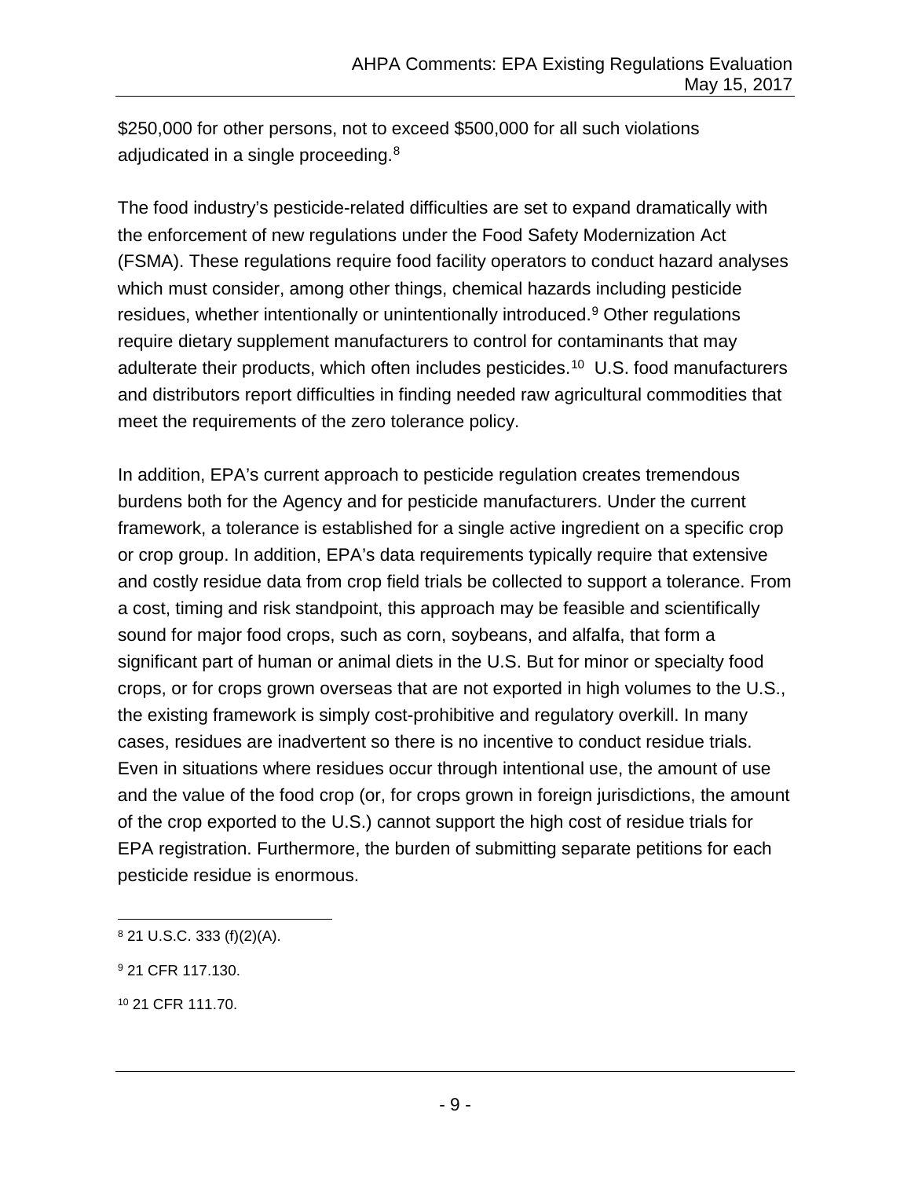$250,000 for other persons, not to exceed $500,000 for all such violations adjudicated in a single proceeding.[8]

The food industry's pesticide-related difficulties are set to expand dramatically with the enforcement of new regulations under the Food Safety Modernization Act (FSMA). These regulations require food facility operators to conduct hazard analyses which must consider, among other things, chemical hazards including pesticide residues, whether intentionally or unintentionally introduced.[9] Other regulations require dietary supplement manufacturers to control for contaminants that may adulterate their products, which often includes pesticides.[10] U.S. food manufacturers and distributors report difficulties in finding needed raw agricultural commodities that meet the requirements of the zero tolerance policy.

In addition, EPA's current approach to pesticide regulation creates tremendous burdens both for the Agency and for pesticide manufacturers. Under the current framework, a tolerance is established for a single active ingredient on a specific crop or crop group. In addition, EPA's data requirements typically require that extensive and costly residue data from crop field trials be collected to support a tolerance. From a cost, timing and risk standpoint, this approach may be feasible and scientifically sound for major food crops, such as corn, soybeans, and alfalfa, that form a significant part of human or animal diets in the U.S. But for minor or specialty food crops, or for crops grown overseas that are not exported in high volumes to the U.S., the existing framework is simply cost-prohibitive and regulatory overkill. In many cases, residues are inadvertent so there is no incentive to conduct residue trials. Even in situations where residues occur through intentional use, the amount of use and the value of the food crop (or, for crops grown in foreign jurisdictions, the amount of the crop exported to the U.S.) cannot support the high cost of residue trials for EPA registration. Furthermore, the burden of submitting separate petitions for each pesticide residue is enormous.

---

[8] 21 U.S.C. 333 (f)(2)(A).

[9] 21 CFR 117.130.

[10] 21 CFR 111.70.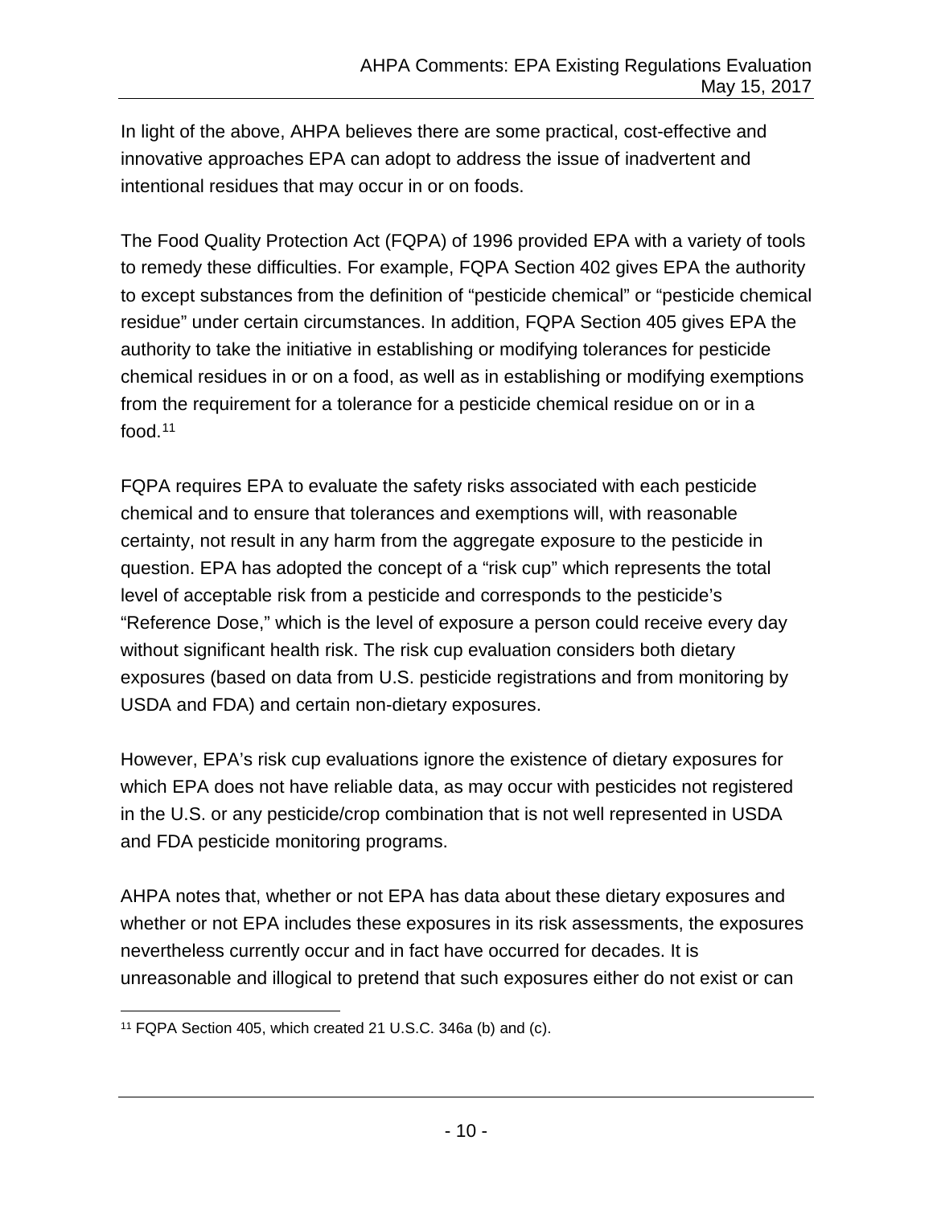In light of the above, AHPA believes there are some practical, cost-effective and innovative approaches EPA can adopt to address the issue of inadvertent and intentional residues that may occur in or on foods.

The Food Quality Protection Act (FQPA) of 1996 provided EPA with a variety of tools to remedy these difficulties. For example, FQPA Section 402 gives EPA the authority to except substances from the definition of "pesticide chemical" or "pesticide chemical residue" under certain circumstances. In addition, FQPA Section 405 gives EPA the authority to take the initiative in establishing or modifying tolerances for pesticide chemical residues in or on a food, as well as in establishing or modifying exemptions from the requirement for a tolerance for a pesticide chemical residue on or in a food.[11]

FQPA requires EPA to evaluate the safety risks associated with each pesticide chemical and to ensure that tolerances and exemptions will, with reasonable certainty, not result in any harm from the aggregate exposure to the pesticide in question. EPA has adopted the concept of a "risk cup" which represents the total level of acceptable risk from a pesticide and corresponds to the pesticide's "Reference Dose," which is the level of exposure a person could receive every day without significant health risk. The risk cup evaluation considers both dietary exposures (based on data from U.S. pesticide registrations and from monitoring by USDA and FDA) and certain non-dietary exposures.

However, EPA's risk cup evaluations ignore the existence of dietary exposures for which EPA does not have reliable data, as may occur with pesticides not registered in the U.S. or any pesticide/crop combination that is not well represented in USDA and FDA pesticide monitoring programs.

AHPA notes that, whether or not EPA has data about these dietary exposures and whether or not EPA includes these exposures in its risk assessments, the exposures nevertheless currently occur and in fact have occurred for decades. It is unreasonable and illogical to pretend that such exposures either do not exist or can

[11] FQPA Section 405, which created 21 U.S.C. 346a (b) and (c).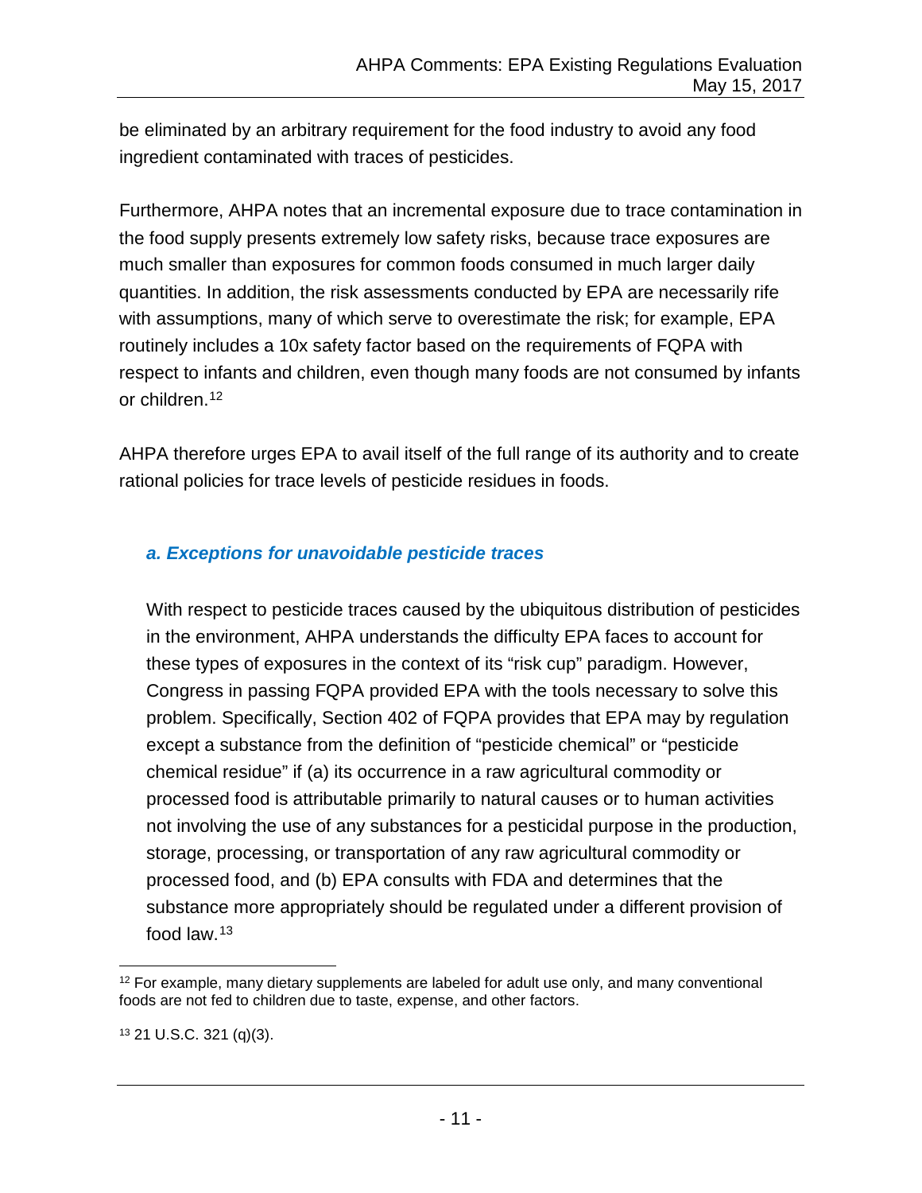be eliminated by an arbitrary requirement for the food industry to avoid any food ingredient contaminated with traces of pesticides.

Furthermore, AHPA notes that an incremental exposure due to trace contamination in the food supply presents extremely low safety risks, because trace exposures are much smaller than exposures for common foods consumed in much larger daily quantities. In addition, the risk assessments conducted by EPA are necessarily rife with assumptions, many of which serve to overestimate the risk; for example, EPA routinely includes a 10x safety factor based on the requirements of FQPA with respect to infants and children, even though many foods are not consumed by infants or children.[12]

AHPA therefore urges EPA to avail itself of the full range of its authority and to create rational policies for trace levels of pesticide residues in foods.

### *a. Exceptions for unavoidable pesticide traces*

With respect to pesticide traces caused by the ubiquitous distribution of pesticides in the environment, AHPA understands the difficulty EPA faces to account for these types of exposures in the context of its "risk cup" paradigm. However, Congress in passing FQPA provided EPA with the tools necessary to solve this problem. Specifically, Section 402 of FQPA provides that EPA may by regulation except a substance from the definition of "pesticide chemical" or "pesticide chemical residue" if (a) its occurrence in a raw agricultural commodity or processed food is attributable primarily to natural causes or to human activities not involving the use of any substances for a pesticidal purpose in the production, storage, processing, or transportation of any raw agricultural commodity or processed food, and (b) EPA consults with FDA and determines that the substance more appropriately should be regulated under a different provision of food law.[13]

[12] For example, many dietary supplements are labeled for adult use only, and many conventional foods are not fed to children due to taste, expense, and other factors.

[13] 21 U.S.C. 321 (q)(3).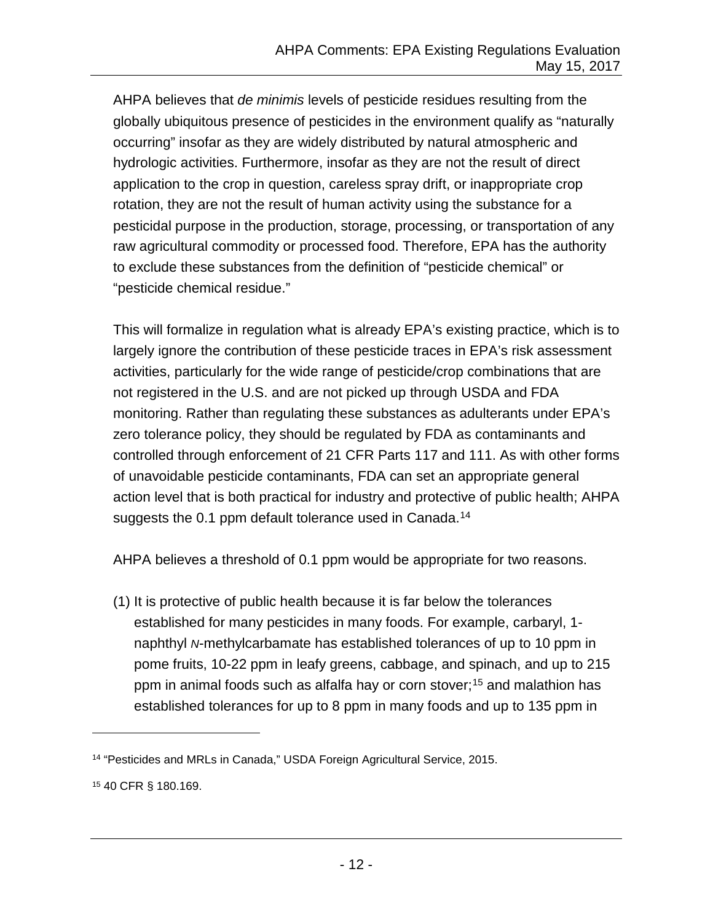AHPA believes that *de minimis* levels of pesticide residues resulting from the globally ubiquitous presence of pesticides in the environment qualify as "naturally occurring" insofar as they are widely distributed by natural atmospheric and hydrologic activities. Furthermore, insofar as they are not the result of direct application to the crop in question, careless spray drift, or inappropriate crop rotation, they are not the result of human activity using the substance for a pesticidal purpose in the production, storage, processing, or transportation of any raw agricultural commodity or processed food. Therefore, EPA has the authority to exclude these substances from the definition of "pesticide chemical" or "pesticide chemical residue."

This will formalize in regulation what is already EPA's existing practice, which is to largely ignore the contribution of these pesticide traces in EPA's risk assessment activities, particularly for the wide range of pesticide/crop combinations that are not registered in the U.S. and are not picked up through USDA and FDA monitoring. Rather than regulating these substances as adulterants under EPA's zero tolerance policy, they should be regulated by FDA as contaminants and controlled through enforcement of 21 CFR Parts 117 and 111. As with other forms of unavoidable pesticide contaminants, FDA can set an appropriate general action level that is both practical for industry and protective of public health; AHPA suggests the 0.1 ppm default tolerance used in Canada.[14]

AHPA believes a threshold of 0.1 ppm would be appropriate for two reasons.

(1) It is protective of public health because it is far below the tolerances established for many pesticides in many foods. For example, carbaryl, 1-naphthyl *N*-methylcarbamate has established tolerances of up to 10 ppm in pome fruits, 10-22 ppm in leafy greens, cabbage, and spinach, and up to 215 ppm in animal foods such as alfalfa hay or corn stover;[15] and malathion has established tolerances for up to 8 ppm in many foods and up to 135 ppm in

---

[14] "Pesticides and MRLs in Canada," USDA Foreign Agricultural Service, 2015.

[15] 40 CFR § 180.169.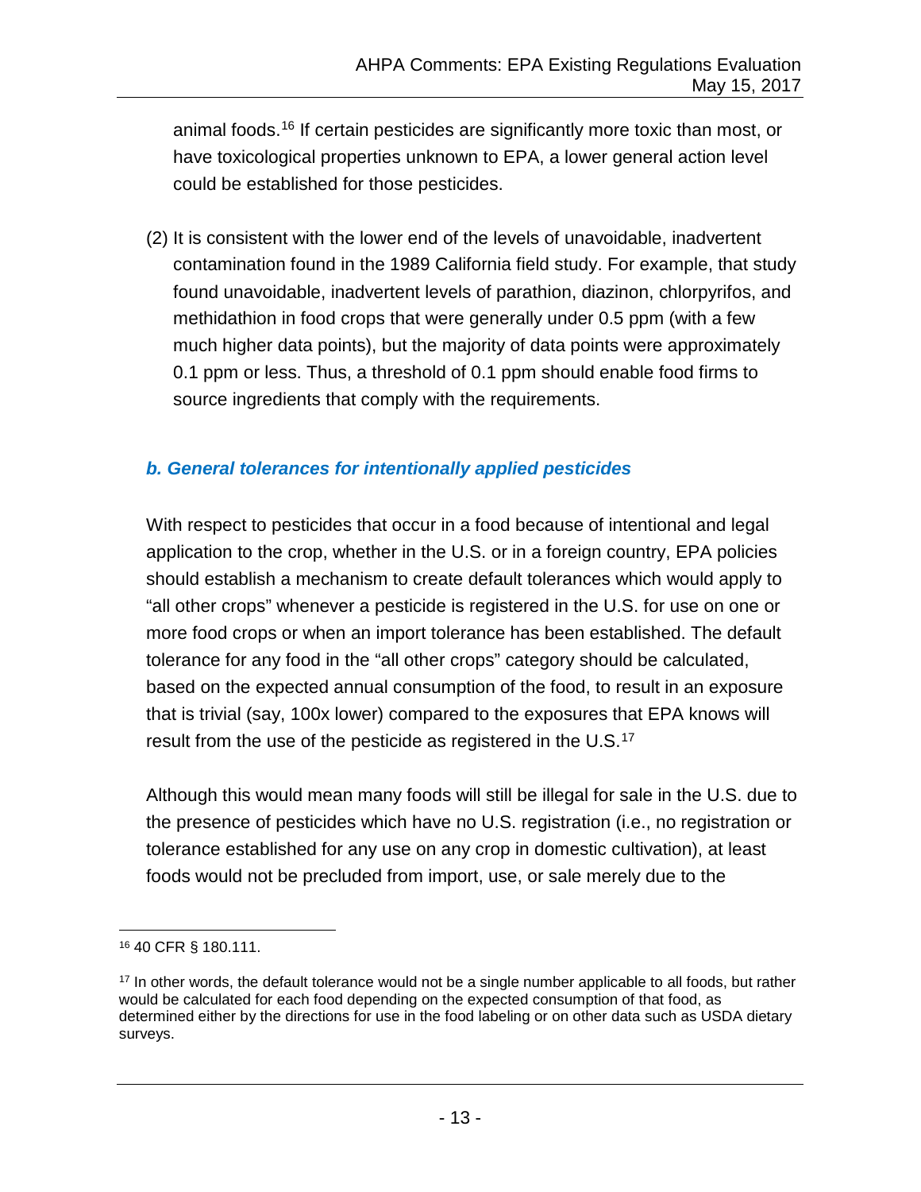animal foods.[16] If certain pesticides are significantly more toxic than most, or have toxicological properties unknown to EPA, a lower general action level could be established for those pesticides.

(2) It is consistent with the lower end of the levels of unavoidable, inadvertent contamination found in the 1989 California field study. For example, that study found unavoidable, inadvertent levels of parathion, diazinon, chlorpyrifos, and methidathion in food crops that were generally under 0.5 ppm (with a few much higher data points), but the majority of data points were approximately 0.1 ppm or less. Thus, a threshold of 0.1 ppm should enable food firms to source ingredients that comply with the requirements.

### *b. General tolerances for intentionally applied pesticides*

With respect to pesticides that occur in a food because of intentional and legal application to the crop, whether in the U.S. or in a foreign country, EPA policies should establish a mechanism to create default tolerances which would apply to "all other crops" whenever a pesticide is registered in the U.S. for use on one or more food crops or when an import tolerance has been established. The default tolerance for any food in the "all other crops" category should be calculated, based on the expected annual consumption of the food, to result in an exposure that is trivial (say, 100x lower) compared to the exposures that EPA knows will result from the use of the pesticide as registered in the U.S.[17]

Although this would mean many foods will still be illegal for sale in the U.S. due to the presence of pesticides which have no U.S. registration (i.e., no registration or tolerance established for any use on any crop in domestic cultivation), at least foods would not be precluded from import, use, or sale merely due to the

---

[16] 40 CFR § 180.111.

[17] In other words, the default tolerance would not be a single number applicable to all foods, but rather would be calculated for each food depending on the expected consumption of that food, as determined either by the directions for use in the food labeling or on other data such as USDA dietary surveys.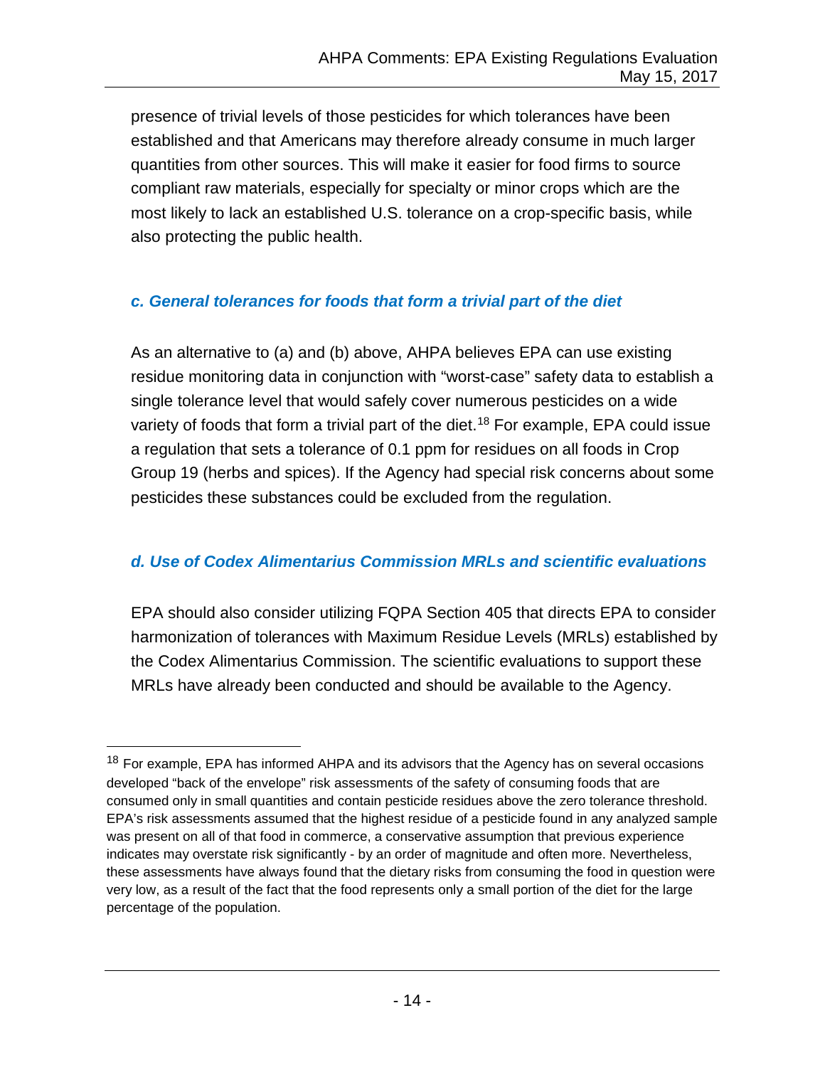presence of trivial levels of those pesticides for which tolerances have been established and that Americans may therefore already consume in much larger quantities from other sources. This will make it easier for food firms to source compliant raw materials, especially for specialty or minor crops which are the most likely to lack an established U.S. tolerance on a crop-specific basis, while also protecting the public health.

### *c. General tolerances for foods that form a trivial part of the diet*

As an alternative to (a) and (b) above, AHPA believes EPA can use existing residue monitoring data in conjunction with "worst-case" safety data to establish a single tolerance level that would safely cover numerous pesticides on a wide variety of foods that form a trivial part of the diet.[18] For example, EPA could issue a regulation that sets a tolerance of 0.1 ppm for residues on all foods in Crop Group 19 (herbs and spices). If the Agency had special risk concerns about some pesticides these substances could be excluded from the regulation.

### *d. Use of Codex Alimentarius Commission MRLs and scientific evaluations*

EPA should also consider utilizing FQPA Section 405 that directs EPA to consider harmonization of tolerances with Maximum Residue Levels (MRLs) established by the Codex Alimentarius Commission. The scientific evaluations to support these MRLs have already been conducted and should be available to the Agency.

---

[18] For example, EPA has informed AHPA and its advisors that the Agency has on several occasions developed "back of the envelope" risk assessments of the safety of consuming foods that are consumed only in small quantities and contain pesticide residues above the zero tolerance threshold. EPA's risk assessments assumed that the highest residue of a pesticide found in any analyzed sample was present on all of that food in commerce, a conservative assumption that previous experience indicates may overstate risk significantly - by an order of magnitude and often more. Nevertheless, these assessments have always found that the dietary risks from consuming the food in question were very low, as a result of the fact that the food represents only a small portion of the diet for the large percentage of the population.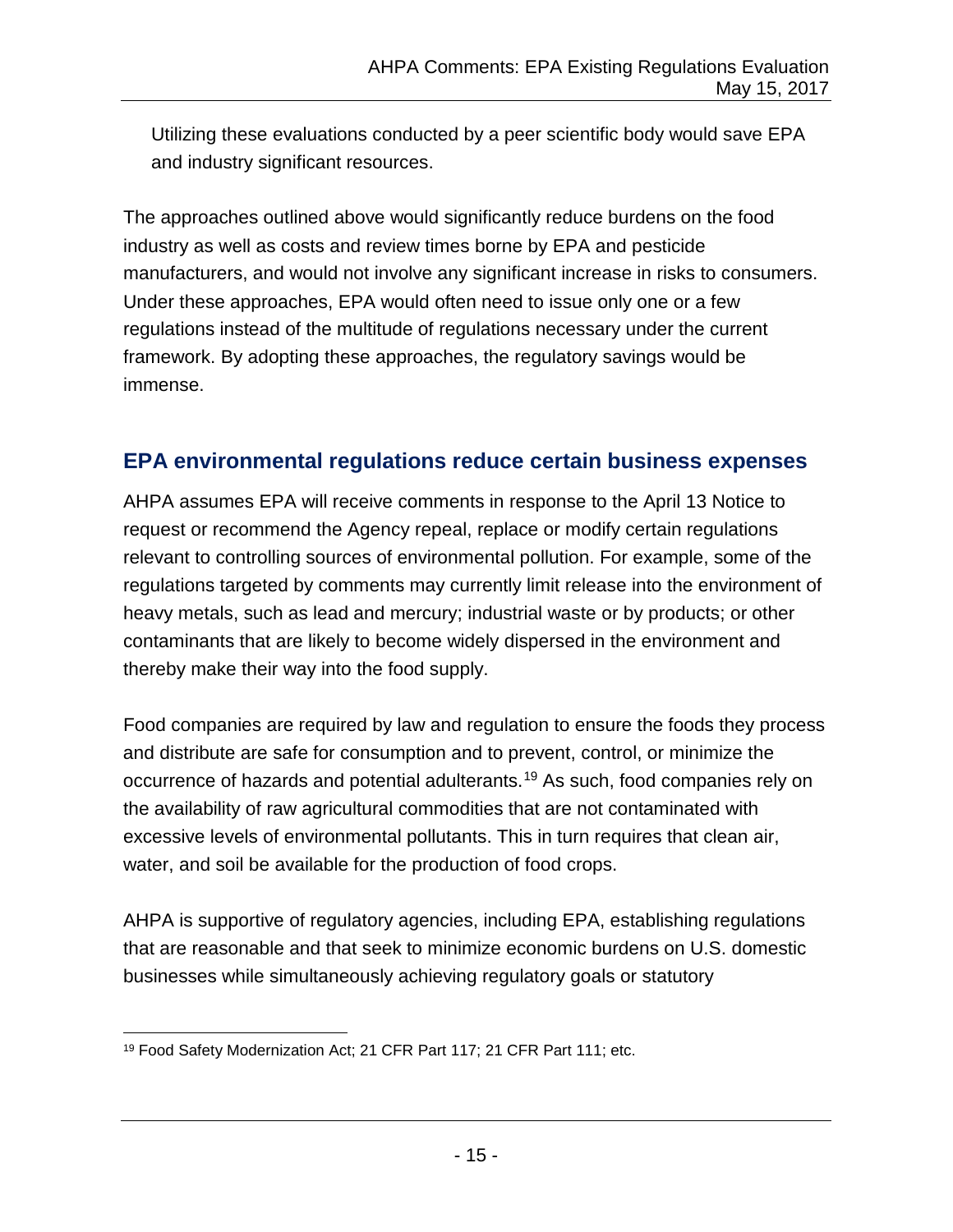Utilizing these evaluations conducted by a peer scientific body would save EPA and industry significant resources.

The approaches outlined above would significantly reduce burdens on the food industry as well as costs and review times borne by EPA and pesticide manufacturers, and would not involve any significant increase in risks to consumers. Under these approaches, EPA would often need to issue only one or a few regulations instead of the multitude of regulations necessary under the current framework. By adopting these approaches, the regulatory savings would be immense.

## EPA environmental regulations reduce certain business expenses

AHPA assumes EPA will receive comments in response to the April 13 Notice to request or recommend the Agency repeal, replace or modify certain regulations relevant to controlling sources of environmental pollution. For example, some of the regulations targeted by comments may currently limit release into the environment of heavy metals, such as lead and mercury; industrial waste or by products; or other contaminants that are likely to become widely dispersed in the environment and thereby make their way into the food supply.

Food companies are required by law and regulation to ensure the foods they process and distribute are safe for consumption and to prevent, control, or minimize the occurrence of hazards and potential adulterants.[19] As such, food companies rely on the availability of raw agricultural commodities that are not contaminated with excessive levels of environmental pollutants. This in turn requires that clean air, water, and soil be available for the production of food crops.

AHPA is supportive of regulatory agencies, including EPA, establishing regulations that are reasonable and that seek to minimize economic burdens on U.S. domestic businesses while simultaneously achieving regulatory goals or statutory

---

[19] Food Safety Modernization Act; 21 CFR Part 117; 21 CFR Part 111; etc.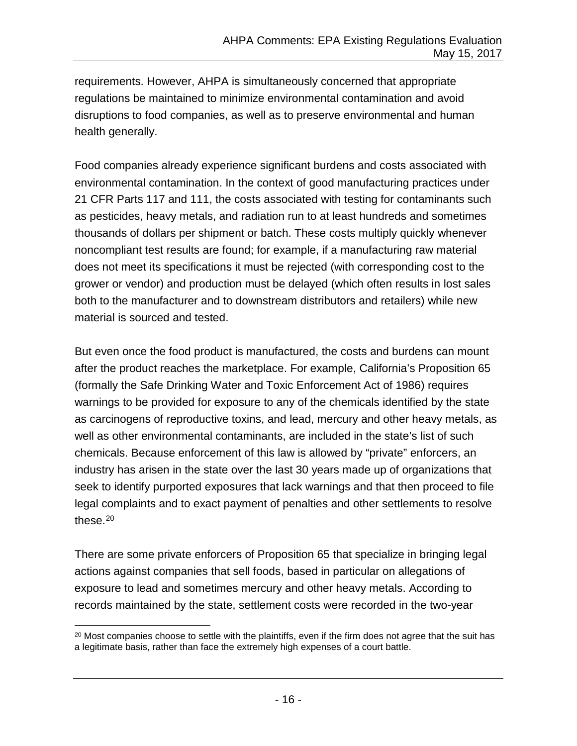requirements. However, AHPA is simultaneously concerned that appropriate regulations be maintained to minimize environmental contamination and avoid disruptions to food companies, as well as to preserve environmental and human health generally.

Food companies already experience significant burdens and costs associated with environmental contamination. In the context of good manufacturing practices under 21 CFR Parts 117 and 111, the costs associated with testing for contaminants such as pesticides, heavy metals, and radiation run to at least hundreds and sometimes thousands of dollars per shipment or batch. These costs multiply quickly whenever noncompliant test results are found; for example, if a manufacturing raw material does not meet its specifications it must be rejected (with corresponding cost to the grower or vendor) and production must be delayed (which often results in lost sales both to the manufacturer and to downstream distributors and retailers) while new material is sourced and tested.

But even once the food product is manufactured, the costs and burdens can mount after the product reaches the marketplace. For example, California's Proposition 65 (formally the Safe Drinking Water and Toxic Enforcement Act of 1986) requires warnings to be provided for exposure to any of the chemicals identified by the state as carcinogens of reproductive toxins, and lead, mercury and other heavy metals, as well as other environmental contaminants, are included in the state's list of such chemicals. Because enforcement of this law is allowed by "private" enforcers, an industry has arisen in the state over the last 30 years made up of organizations that seek to identify purported exposures that lack warnings and that then proceed to file legal complaints and to exact payment of penalties and other settlements to resolve these.[20]

There are some private enforcers of Proposition 65 that specialize in bringing legal actions against companies that sell foods, based in particular on allegations of exposure to lead and sometimes mercury and other heavy metals. According to records maintained by the state, settlement costs were recorded in the two-year

[20] Most companies choose to settle with the plaintiffs, even if the firm does not agree that the suit has a legitimate basis, rather than face the extremely high expenses of a court battle.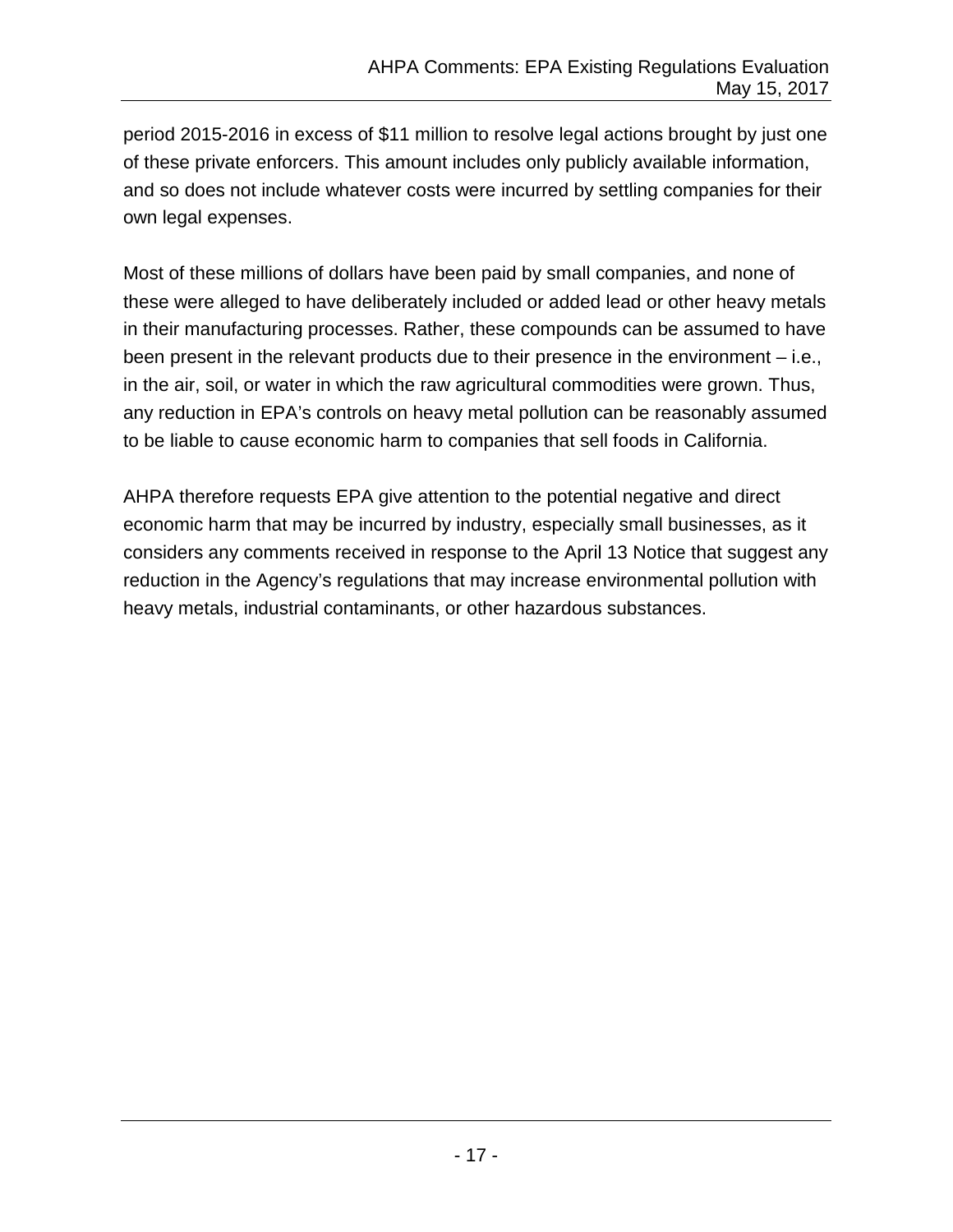period 2015-2016 in excess of $11 million to resolve legal actions brought by just one of these private enforcers. This amount includes only publicly available information, and so does not include whatever costs were incurred by settling companies for their own legal expenses.

Most of these millions of dollars have been paid by small companies, and none of these were alleged to have deliberately included or added lead or other heavy metals in their manufacturing processes. Rather, these compounds can be assumed to have been present in the relevant products due to their presence in the environment – i.e., in the air, soil, or water in which the raw agricultural commodities were grown. Thus, any reduction in EPA's controls on heavy metal pollution can be reasonably assumed to be liable to cause economic harm to companies that sell foods in California.

AHPA therefore requests EPA give attention to the potential negative and direct economic harm that may be incurred by industry, especially small businesses, as it considers any comments received in response to the April 13 Notice that suggest any reduction in the Agency's regulations that may increase environmental pollution with heavy metals, industrial contaminants, or other hazardous substances.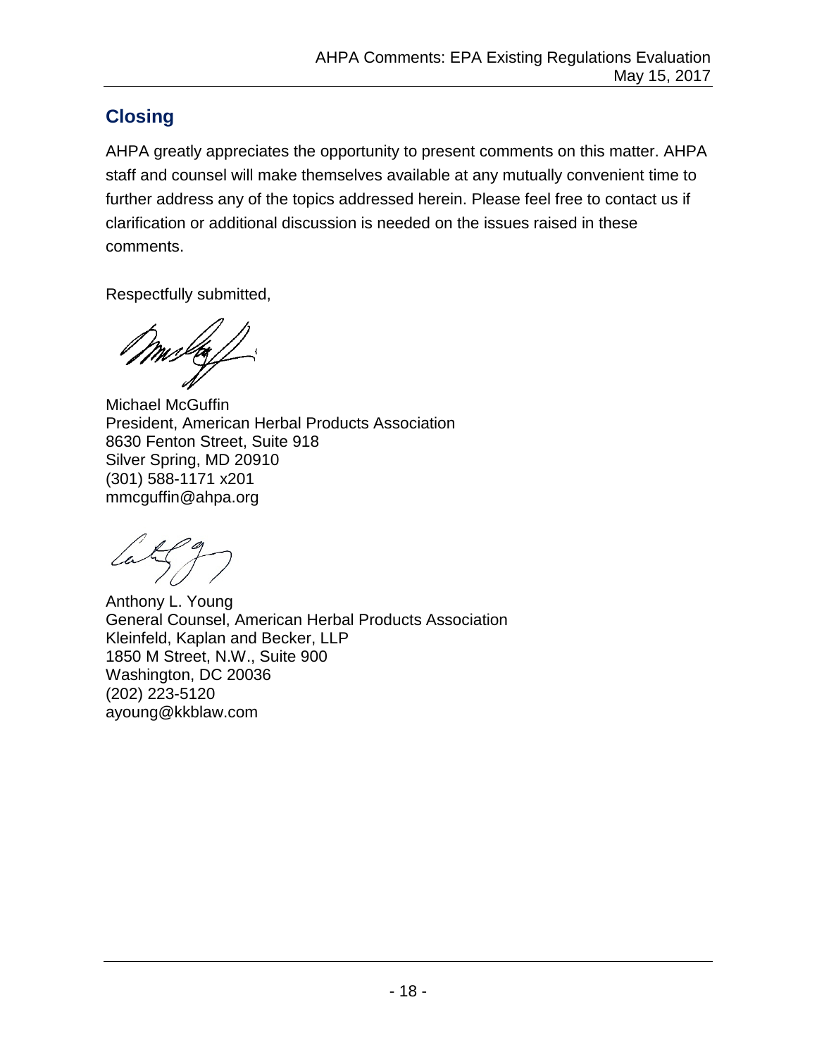## Closing

AHPA greatly appreciates the opportunity to present comments on this matter. AHPA staff and counsel will make themselves available at any mutually convenient time to further address any of the topics addressed herein. Please feel free to contact us if clarification or additional discussion is needed on the issues raised in these comments.

Respectfully submitted,

Michael McGuffin
President, American Herbal Products Association
8630 Fenton Street, Suite 918
Silver Spring, MD 20910
(301) 588-1171 x201
mmcguffin@ahpa.org

Anthony L. Young
General Counsel, American Herbal Products Association
Kleinfeld, Kaplan and Becker, LLP
1850 M Street, N.W., Suite 900
Washington, DC 20036
(202) 223-5120
ayoung@kkblaw.com